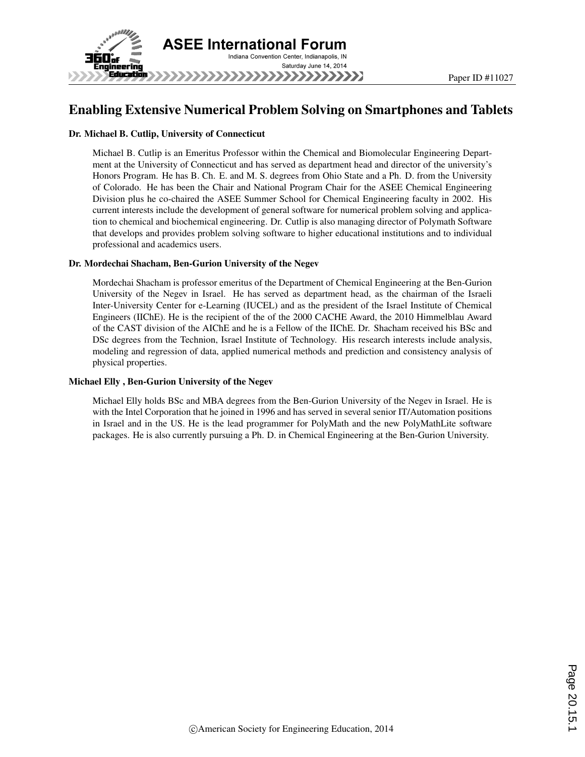# Enabling Extensive Numerical Problem Solving on Smartphones and Tablets

### Dr. Michael B. Cutlip, University of Connecticut

Michael B. Cutlip is an Emeritus Professor within the Chemical and Biomolecular Engineering Department at the University of Connecticut and has served as department head and director of the university's Honors Program. He has B. Ch. E. and M. S. degrees from Ohio State and a Ph. D. from the University of Colorado. He has been the Chair and National Program Chair for the ASEE Chemical Engineering Division plus he co-chaired the ASEE Summer School for Chemical Engineering faculty in 2002. His current interests include the development of general software for numerical problem solving and application to chemical and biochemical engineering. Dr. Cutlip is also managing director of Polymath Software that develops and provides problem solving software to higher educational institutions and to individual professional and academics users.

### Dr. Mordechai Shacham, Ben-Gurion University of the Negev

Mordechai Shacham is professor emeritus of the Department of Chemical Engineering at the Ben-Gurion University of the Negev in Israel. He has served as department head, as the chairman of the Israeli Inter-University Center for e-Learning (IUCEL) and as the president of the Israel Institute of Chemical Engineers (IIChE). He is the recipient of the of the 2000 CACHE Award, the 2010 Himmelblau Award of the CAST division of the AIChE and he is a Fellow of the IIChE. Dr. Shacham received his BSc and DSc degrees from the Technion, Israel Institute of Technology. His research interests include analysis, modeling and regression of data, applied numerical methods and prediction and consistency analysis of physical properties.

### Michael Elly , Ben-Gurion University of the Negev

Michael Elly holds BSc and MBA degrees from the Ben-Gurion University of the Negev in Israel. He is with the Intel Corporation that he joined in 1996 and has served in several senior IT/Automation positions in Israel and in the US. He is the lead programmer for PolyMath and the new PolyMathLite software packages. He is also currently pursuing a Ph. D. in Chemical Engineering at the Ben-Gurion University.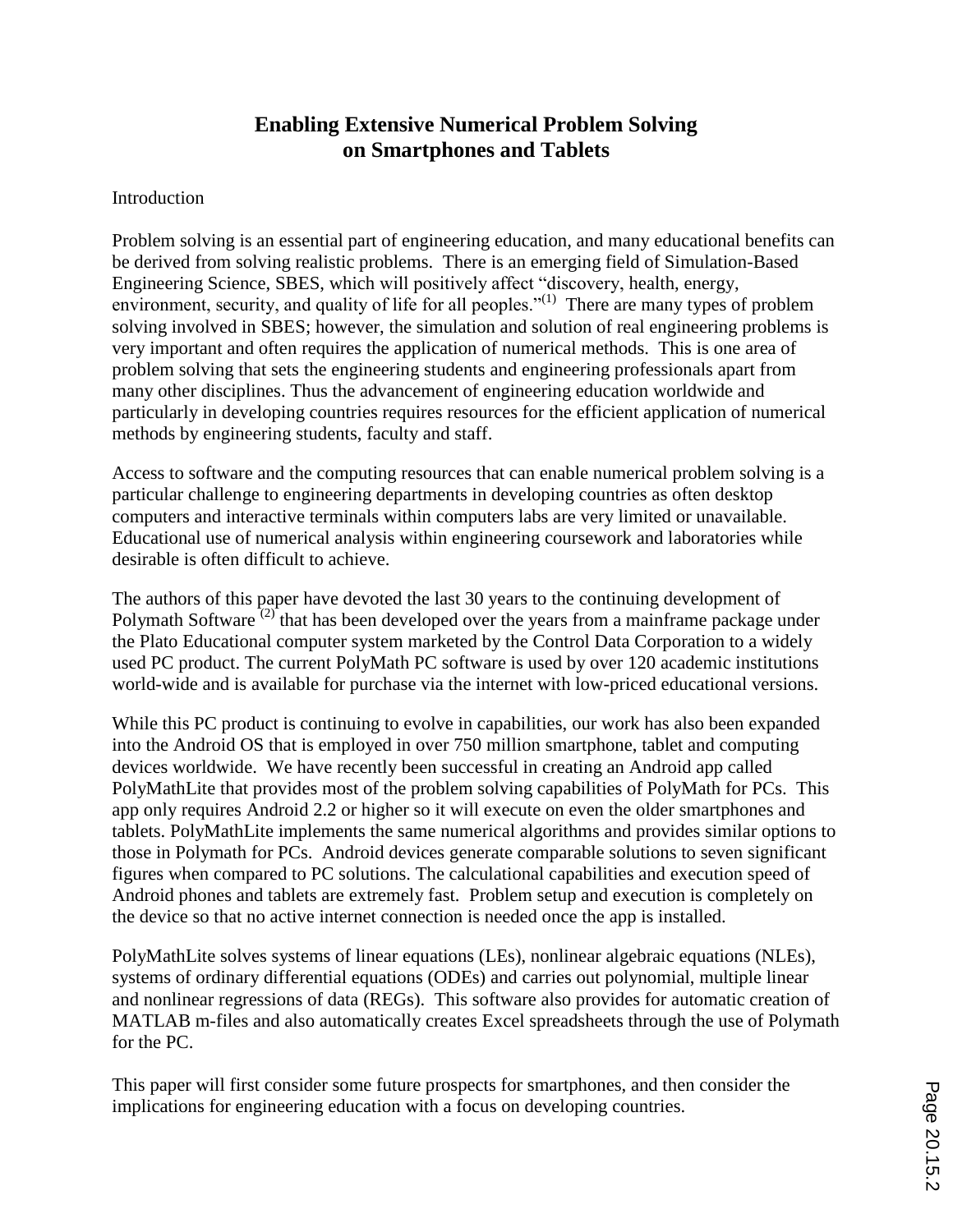# Enabling Extensive Numerical Problem Solving on Smartphones and Tablets

Introduction

Problem solving is an essential part of engineering education, and many educational benefits can be derived from solving realistic problems. There is an emerging field of Simulation-Based Engineering Science, SBES, which will positively affect "discovery, health, energy, environment, security, and quality of life for all peoples."[(1)] There are many types of problem solving involved in SBES; however, the simulation and solution of real engineering problems is very important and often requires the application of numerical methods. This is one area of problem solving that sets the engineering students and engineering professionals apart from many other disciplines. Thus the advancement of engineering education worldwide and particularly in developing countries requires resources for the efficient application of numerical methods by engineering students, faculty and staff.

Access to software and the computing resources that can enable numerical problem solving is a particular challenge to engineering departments in developing countries as often desktop computers and interactive terminals within computers labs are very limited or unavailable. Educational use of numerical analysis within engineering coursework and laboratories while desirable is often difficult to achieve.

The authors of this paper have devoted the last 30 years to the continuing development of Polymath Software [(2)] that has been developed over the years from a mainframe package under the Plato Educational computer system marketed by the Control Data Corporation to a widely used PC product. The current PolyMath PC software is used by over 120 academic institutions world-wide and is available for purchase via the internet with low-priced educational versions.

While this PC product is continuing to evolve in capabilities, our work has also been expanded into the Android OS that is employed in over 750 million smartphone, tablet and computing devices worldwide. We have recently been successful in creating an Android app called PolyMathLite that provides most of the problem solving capabilities of PolyMath for PCs. This app only requires Android 2.2 or higher so it will execute on even the older smartphones and tablets. PolyMathLite implements the same numerical algorithms and provides similar options to those in Polymath for PCs. Android devices generate comparable solutions to seven significant figures when compared to PC solutions. The calculational capabilities and execution speed of Android phones and tablets are extremely fast. Problem setup and execution is completely on the device so that no active internet connection is needed once the app is installed.

PolyMathLite solves systems of linear equations (LEs), nonlinear algebraic equations (NLEs), systems of ordinary differential equations (ODEs) and carries out polynomial, multiple linear and nonlinear regressions of data (REGs). This software also provides for automatic creation of MATLAB m-files and also automatically creates Excel spreadsheets through the use of Polymath for the PC.

This paper will first consider some future prospects for smartphones, and then consider the implications for engineering education with a focus on developing countries.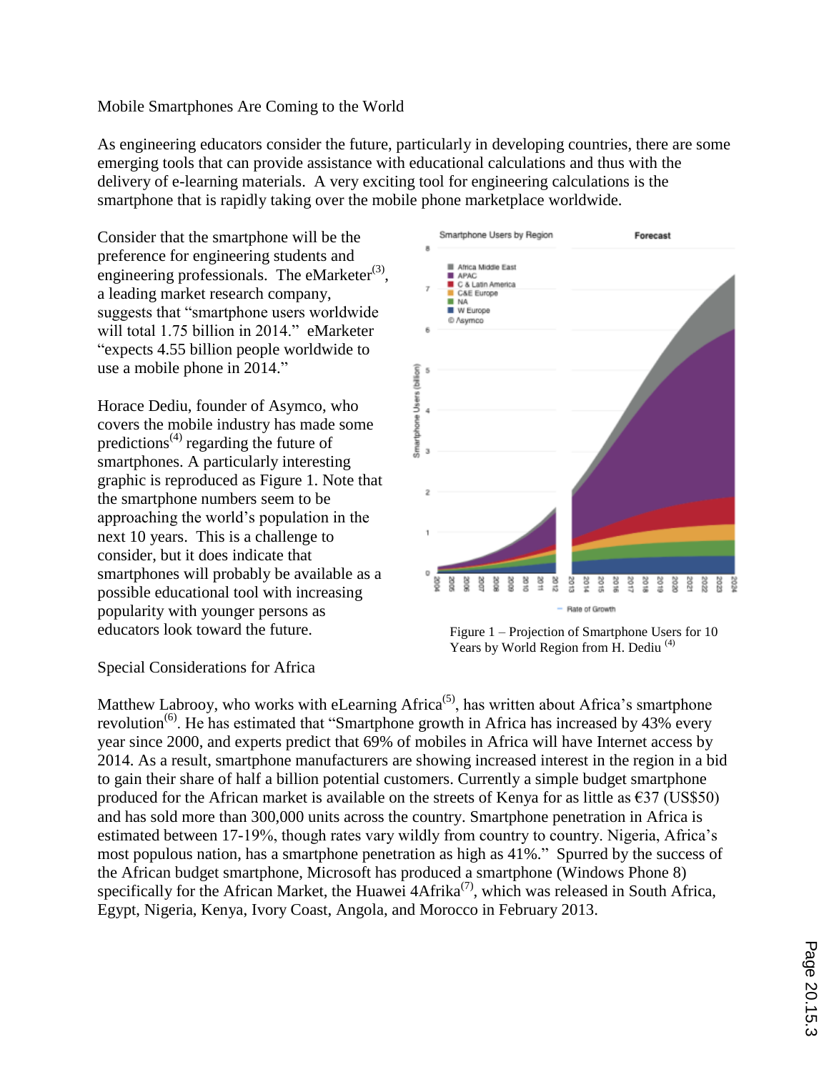Mobile Smartphones Are Coming to the World

As engineering educators consider the future, particularly in developing countries, there are some emerging tools that can provide assistance with educational calculations and thus with the delivery of e-learning materials. A very exciting tool for engineering calculations is the smartphone that is rapidly taking over the mobile phone marketplace worldwide.

Consider that the smartphone will be the preference for engineering students and engineering professionals. The eMarketer[3], a leading market research company, suggests that "smartphone users worldwide will total 1.75 billion in 2014." eMarketer "expects 4.55 billion people worldwide to use a mobile phone in 2014."

Horace Dediu, founder of Asymco, who covers the mobile industry has made some predictions[4] regarding the future of smartphones. A particularly interesting graphic is reproduced as Figure 1. Note that the smartphone numbers seem to be approaching the world's population in the next 10 years. This is a challenge to consider, but it does indicate that smartphones will probably be available as a possible educational tool with increasing popularity with younger persons as educators look toward the future.

Figure 1 – Projection of Smartphone Users for 10 Years by World Region from H. Dediu [4]

Special Considerations for Africa

Matthew Labrooy, who works with eLearning Africa[5], has written about Africa's smartphone revolution[6]. He has estimated that "Smartphone growth in Africa has increased by 43% every year since 2000, and experts predict that 69% of mobiles in Africa will have Internet access by 2014. As a result, smartphone manufacturers are showing increased interest in the region in a bid to gain their share of half a billion potential customers. Currently a simple budget smartphone produced for the African market is available on the streets of Kenya for as little as €37 (US$50) and has sold more than 300,000 units across the country. Smartphone penetration in Africa is estimated between 17-19%, though rates vary wildly from country to country. Nigeria, Africa's most populous nation, has a smartphone penetration as high as 41%." Spurred by the success of the African budget smartphone, Microsoft has produced a smartphone (Windows Phone 8) specifically for the African Market, the Huawei 4Afrika[7], which was released in South Africa, Egypt, Nigeria, Kenya, Ivory Coast, Angola, and Morocco in February 2013.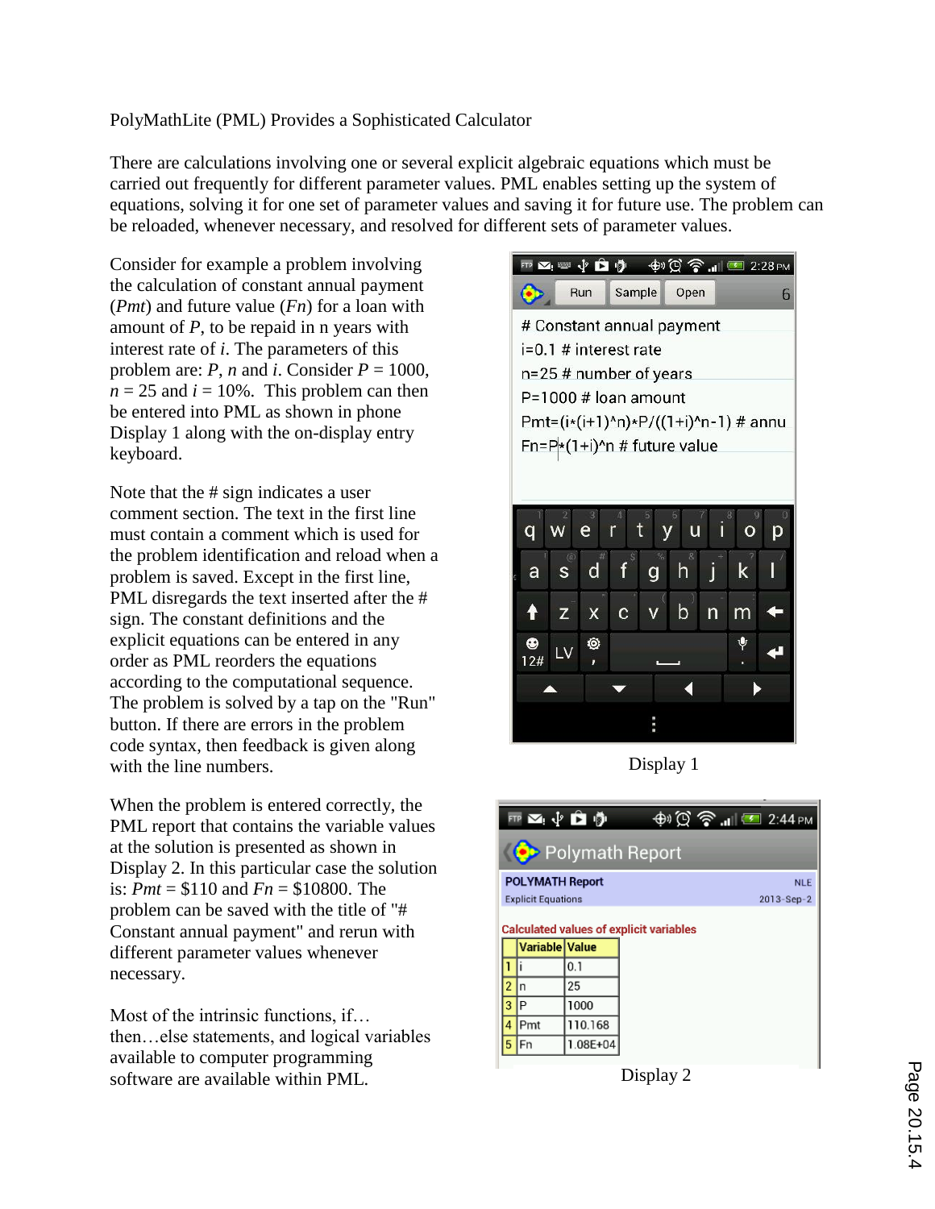PolyMathLite (PML) Provides a Sophisticated Calculator

There are calculations involving one or several explicit algebraic equations which must be carried out frequently for different parameter values. PML enables setting up the system of equations, solving it for one set of parameter values and saving it for future use. The problem can be reloaded, whenever necessary, and resolved for different sets of parameter values.

Consider for example a problem involving the calculation of constant annual payment (*Pmt*) and future value (*Fn*) for a loan with amount of *P*, to be repaid in n years with interest rate of *i*. The parameters of this problem are: *P*, *n* and *i*. Consider *P* = 1000, *n* = 25 and *i* = 10%. This problem can then be entered into PML as shown in phone Display 1 along with the on-display entry keyboard.

```
# Constant annual payment
i=0.1 # interest rate
n=25 # number of years
P=1000 # loan amount
Pmt=(i*(i+1)^n)*P/((1+i)^n-1) # annu
Fn=P*(1+i)^n # future value
```

Display 1

Note that the # sign indicates a user comment section. The text in the first line must contain a comment which is used for the problem identification and reload when a problem is saved. Except in the first line, PML disregards the text inserted after the # sign. The constant definitions and the explicit equations can be entered in any order as PML reorders the equations according to the computational sequence. The problem is solved by a tap on the "Run" button. If there are errors in the problem code syntax, then feedback is given along with the line numbers.

When the problem is entered correctly, the PML report that contains the variable values at the solution is presented as shown in Display 2. In this particular case the solution is: *Pmt* = \$110 and *Fn* = \$10800. The problem can be saved with the title of "# Constant annual payment" and rerun with different parameter values whenever necessary.

**POLYMATH Report** — Explicit Equations — NLE — 2013-Sep-2

Calculated values of explicit variables

| | Variable | Value |
|---|---|---|
| 1 | i | 0.1 |
| 2 | n | 25 |
| 3 | P | 1000 |
| 4 | Pmt | 110.168 |
| 5 | Fn | 1.08E+04 |

Display 2

Most of the intrinsic functions, if… then…else statements, and logical variables available to computer programming software are available within PML.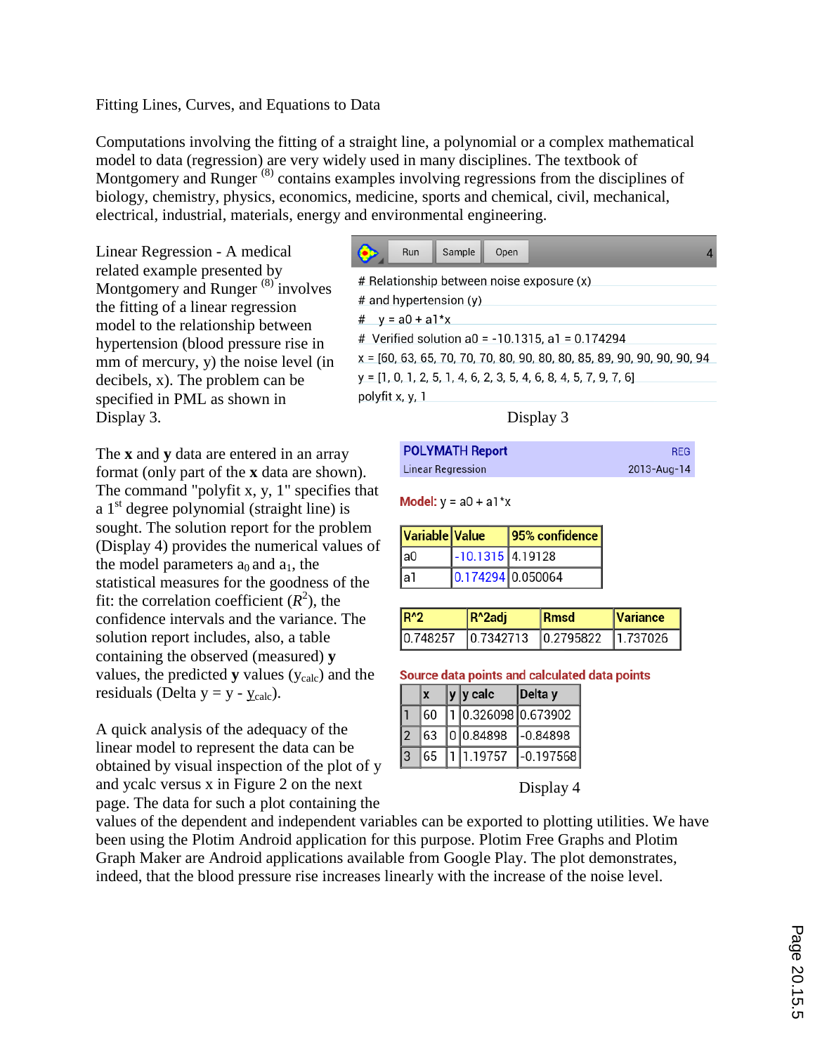Fitting Lines, Curves, and Equations to Data

Computations involving the fitting of a straight line, a polynomial or a complex mathematical model to data (regression) are very widely used in many disciplines. The textbook of Montgomery and Runger [8] contains examples involving regressions from the disciplines of biology, chemistry, physics, economics, medicine, sports and chemical, civil, mechanical, electrical, industrial, materials, energy and environmental engineering.

Linear Regression - A medical related example presented by Montgomery and Runger [8] involves the fitting of a linear regression model to the relationship between hypertension (blood pressure rise in mm of mercury, y) the noise level (in decibels, x). The problem can be specified in PML as shown in Display 3.

```
# Relationship between noise exposure (x)
# and hypertension (y)
#   y = a0 + a1*x
# Verified solution a0 = -10.1315, a1 = 0.174294
x = [60, 63, 65, 70, 70, 70, 80, 90, 80, 80, 85, 89, 90, 90, 90, 90, 94
y = [1, 0, 1, 2, 5, 1, 4, 6, 2, 3, 5, 4, 6, 8, 4, 5, 7, 9, 7, 6]
polyfit x, y, 1
```

Display 3

The **x** and **y** data are entered in an array format (only part of the **x** data are shown). The command "polyfit x, y, 1" specifies that a 1st degree polynomial (straight line) is sought. The solution report for the problem (Display 4) provides the numerical values of the model parameters $a_0$ and $a_1$, the statistical measures for the goodness of the fit: the correlation coefficient ($R^2$), the confidence intervals and the variance. The solution report includes, also, a table containing the observed (measured) **y** values, the predicted **y** values ($y_{calc}$) and the residuals (Delta y = y - $y_{calc}$).

**POLYMATH Report** REG
Linear Regression 2013-Aug-14

**Model:** y = a0 + a1*x

| Variable | Value | 95% confidence |
|---|---|---|
| a0 | -10.1315 | 4.19128 |
| a1 | 0.174294 | 0.050064 |

| R^2 | R^2adj | Rmsd | Variance |
|---|---|---|---|
| 0.748257 | 0.7342713 | 0.2795822 | 1.737026 |

**Source data points and calculated data points**

| | x | y | y calc | Delta y |
|---|---|---|---|---|
| 1 | 60 | 1 | 0.326098 | 0.673902 |
| 2 | 63 | 0 | 0.84898 | -0.84898 |
| 3 | 65 | 1 | 1.19757 | -0.197568 |

Display 4

A quick analysis of the adequacy of the linear model to represent the data can be obtained by visual inspection of the plot of y and ycalc versus x in Figure 2 on the next page. The data for such a plot containing the values of the dependent and independent variables can be exported to plotting utilities. We have been using the Plotim Android application for this purpose. Plotim Free Graphs and Plotim Graph Maker are Android applications available from Google Play. The plot demonstrates, indeed, that the blood pressure rise increases linearly with the increase of the noise level.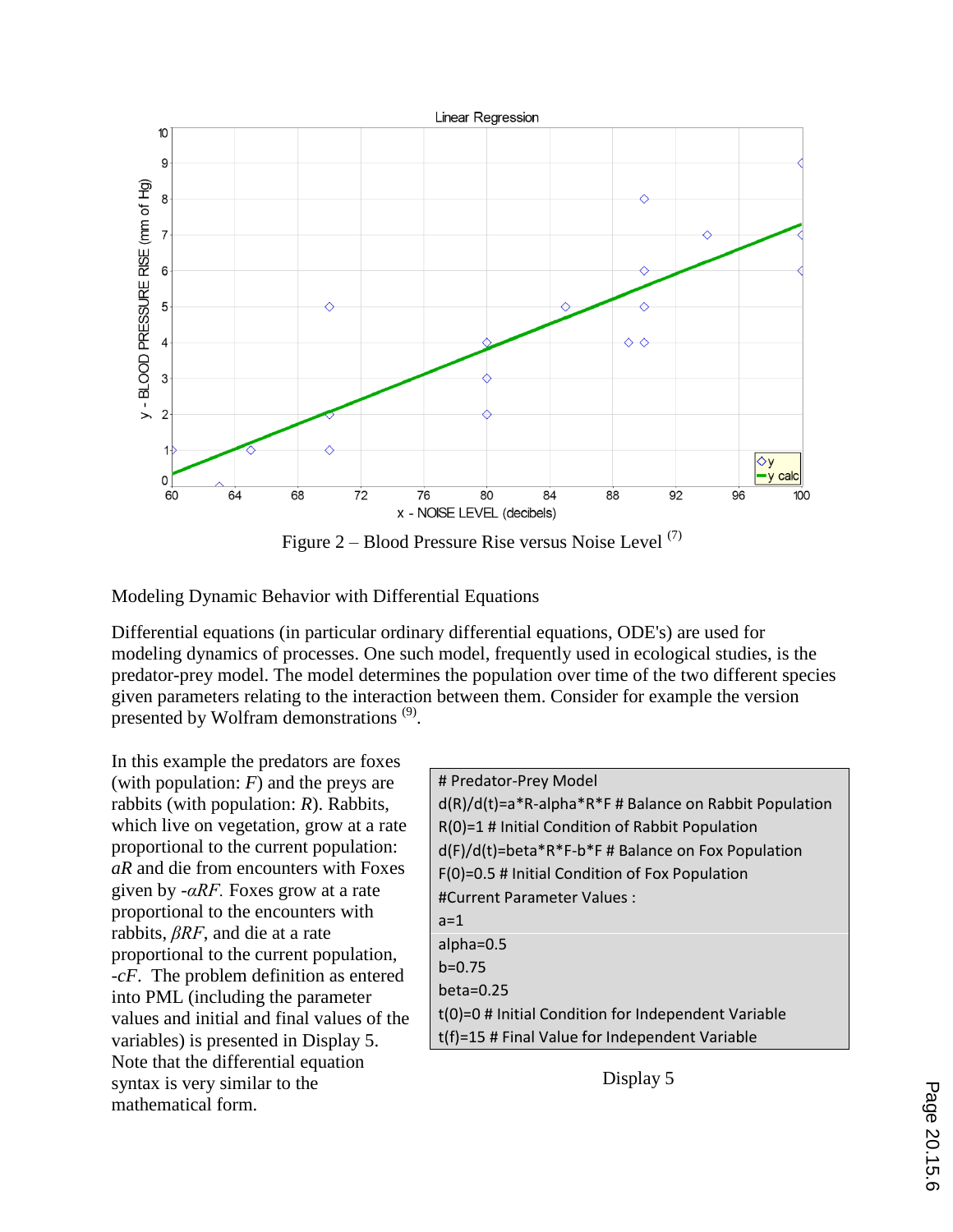Figure 2 – Blood Pressure Rise versus Noise Level [7]

Modeling Dynamic Behavior with Differential Equations

Differential equations (in particular ordinary differential equations, ODE's) are used for modeling dynamics of processes. One such model, frequently used in ecological studies, is the predator-prey model. The model determines the population over time of the two different species given parameters relating to the interaction between them. Consider for example the version presented by Wolfram demonstrations [9].

In this example the predators are foxes (with population: $F$) and the preys are rabbits (with population: $R$). Rabbits, which live on vegetation, grow at a rate proportional to the current population: $aR$ and die from encounters with Foxes given by $-\alpha RF$. Foxes grow at a rate proportional to the encounters with rabbits, $\beta RF$, and die at a rate proportional to the current population, $-cF$. The problem definition as entered into PML (including the parameter values and initial and final values of the variables) is presented in Display 5. Note that the differential equation syntax is very similar to the mathematical form.

```
# Predator-Prey Model
d(R)/d(t)=a*R-alpha*R*F # Balance on Rabbit Population
R(0)=1 # Initial Condition of Rabbit Population
d(F)/d(t)=beta*R*F-b*F # Balance on Fox Population
F(0)=0.5 # Initial Condition of Fox Population
#Current Parameter Values :
a=1
alpha=0.5
b=0.75
beta=0.25
t(0)=0 # Initial Condition for Independent Variable
t(f)=15 # Final Value for Independent Variable
```

Display 5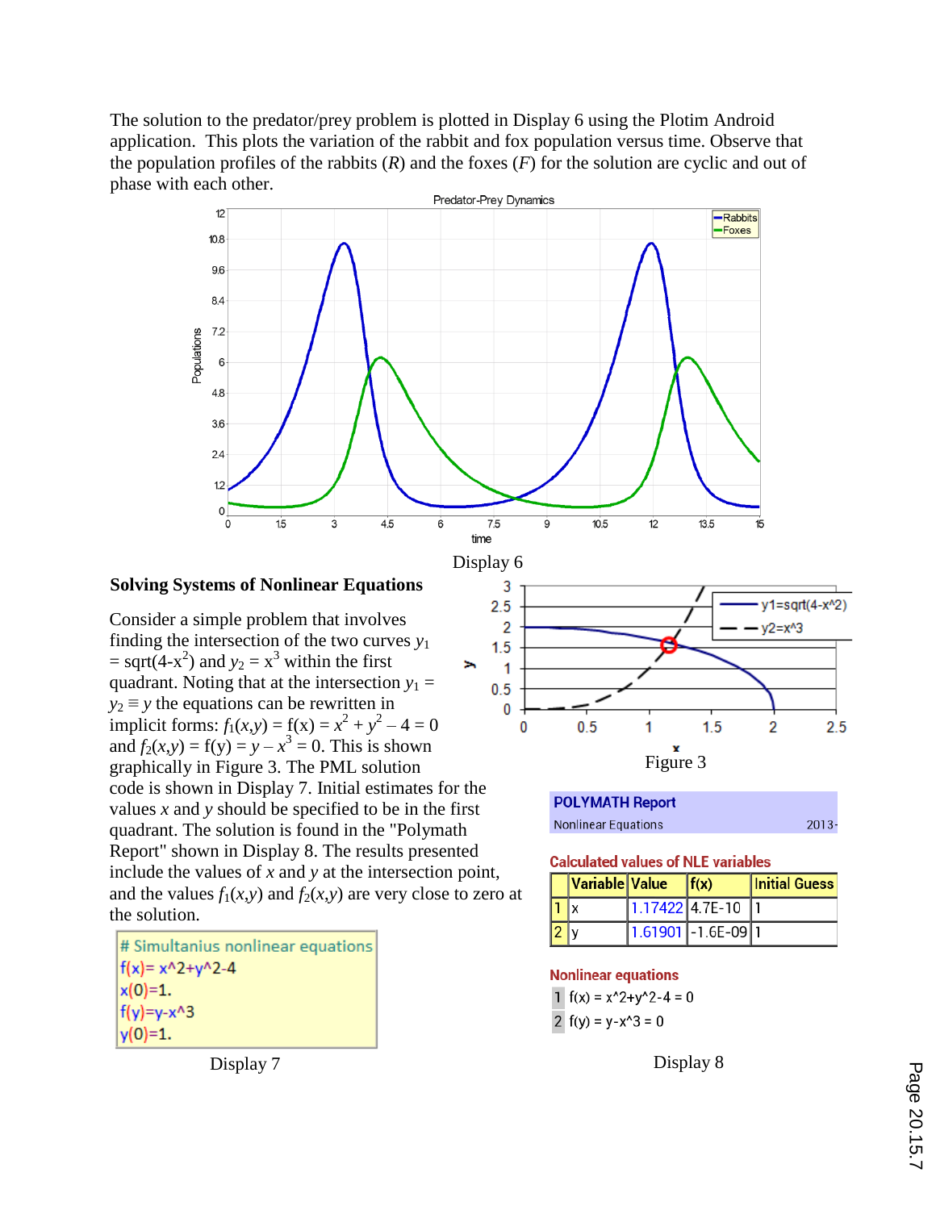The solution to the predator/prey problem is plotted in Display 6 using the Plotim Android application. This plots the variation of the rabbit and fox population versus time. Observe that the population profiles of the rabbits ($R$) and the foxes ($F$) for the solution are cyclic and out of phase with each other.

Display 6

## Solving Systems of Nonlinear Equations

Consider a simple problem that involves finding the intersection of the two curves $y_1 = \text{sqrt}(4\text{-}x^2)$ and $y_2 = x^3$ within the first quadrant. Noting that at the intersection $y_1 = y_2 \equiv y$ the equations can be rewritten in implicit forms: $f_1(x,y) = \text{f}(x) = x^2 + y^2 - 4 = 0$ and $f_2(x,y) = \text{f}(y) = y - x^3 = 0$. This is shown graphically in Figure 3. The PML solution code is shown in Display 7. Initial estimates for the values $x$ and $y$ should be specified to be in the first quadrant. The solution is found in the "Polymath Report" shown in Display 8. The results presented include the values of $x$ and $y$ at the intersection point, and the values $f_1(x,y)$ and $f_2(x,y)$ are very close to zero at the solution.

Figure 3

```
# Simultanius nonlinear equations
f(x)= x^2+y^2-4
x(0)=1.
f(y)=y-x^3
y(0)=1.
```

Display 7

**POLYMATH Report**

Nonlinear Equations 2013-

**Calculated values of NLE variables**

| | Variable | Value | f(x) | Initial Guess |
|---|---|---|---|---|
| 1 | x | 1.17422 | 4.7E-10 | 1 |
| 2 | y | 1.61901 | -1.6E-09 | 1 |

**Nonlinear equations**

1 f(x) = x^2+y^2-4 = 0

2 f(y) = y-x^3 = 0

Display 8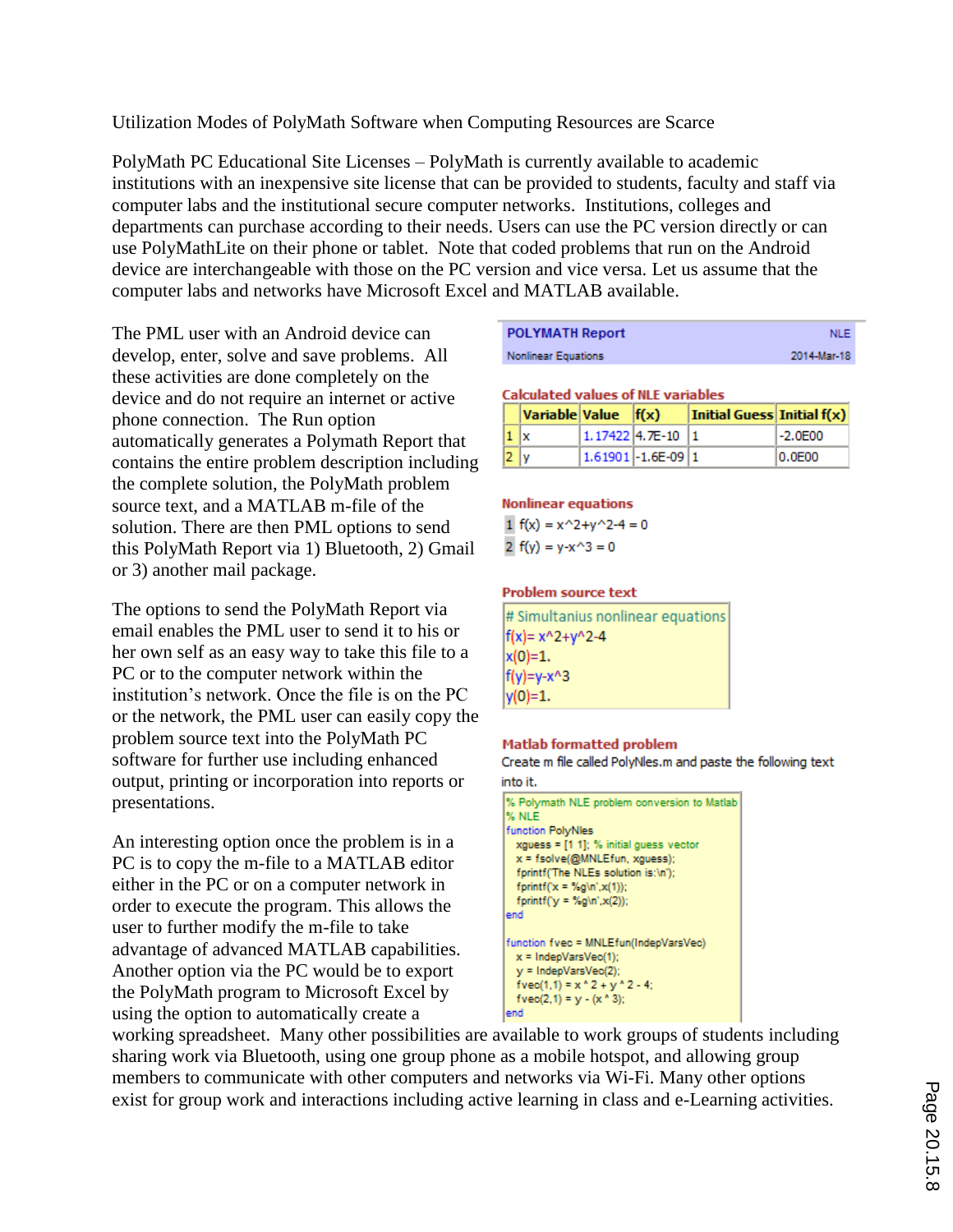Utilization Modes of PolyMath Software when Computing Resources are Scarce

PolyMath PC Educational Site Licenses – PolyMath is currently available to academic institutions with an inexpensive site license that can be provided to students, faculty and staff via computer labs and the institutional secure computer networks. Institutions, colleges and departments can purchase according to their needs. Users can use the PC version directly or can use PolyMathLite on their phone or tablet. Note that coded problems that run on the Android device are interchangeable with those on the PC version and vice versa. Let us assume that the computer labs and networks have Microsoft Excel and MATLAB available.

The PML user with an Android device can develop, enter, solve and save problems. All these activities are done completely on the device and do not require an internet or active phone connection. The Run option automatically generates a Polymath Report that contains the entire problem description including the complete solution, the PolyMath problem source text, and a MATLAB m-file of the solution. There are then PML options to send this PolyMath Report via 1) Bluetooth, 2) Gmail or 3) another mail package.

The options to send the PolyMath Report via email enables the PML user to send it to his or her own self as an easy way to take this file to a PC or to the computer network within the institution's network. Once the file is on the PC or the network, the PML user can easily copy the problem source text into the PolyMath PC software for further use including enhanced output, printing or incorporation into reports or presentations.

An interesting option once the problem is in a PC is to copy the m-file to a MATLAB editor either in the PC or on a computer network in order to execute the program. This allows the user to further modify the m-file to take advantage of advanced MATLAB capabilities. Another option via the PC would be to export the PolyMath program to Microsoft Excel by using the option to automatically create a working spreadsheet. Many other possibilities are available to work groups of students including sharing work via Bluetooth, using one group phone as a mobile hotspot, and allowing group members to communicate with other computers and networks via Wi-Fi. Many other options exist for group work and interactions including active learning in class and e-Learning activities.

**POLYMATH Report** — NLE
Nonlinear Equations — 2014-Mar-18

**Calculated values of NLE variables**

| | Variable | Value | f(x) | Initial Guess | Initial f(x) |
|---|---|---|---|---|---|
| 1 | x | 1.17422 | 4.7E-10 | 1 | -2.0E00 |
| 2 | y | 1.61901 | -1.6E-09 | 1 | 0.0E00 |

**Nonlinear equations**

1 f(x) = x^2+y^2-4 = 0
2 f(y) = y-x^3 = 0

**Problem source text**

```
# Simultanius nonlinear equations
f(x)= x^2+y^2-4
x(0)=1.
f(y)=y-x^3
y(0)=1.
```

**Matlab formatted problem**

Create m file called PolyNles.m and paste the following text into it.

```
% Polymath NLE problem conversion to Matlab
% NLE
function PolyNles
  xguess = [1 1]; % initial guess vector
  x = fsolve(@MNLEfun, xguess);
  fprintf('The NLEs solution is:\n');
  fprintf('x = %g\n',x(1));
  fprintf('y = %g\n',x(2));
end

function fvec = MNLEfun(IndepVarsVec)
  x = IndepVarsVec(1);
  y = IndepVarsVec(2);
  fvec(1,1) = x ^ 2 + y ^ 2 - 4;
  fvec(2,1) = y - (x ^ 3);
end
```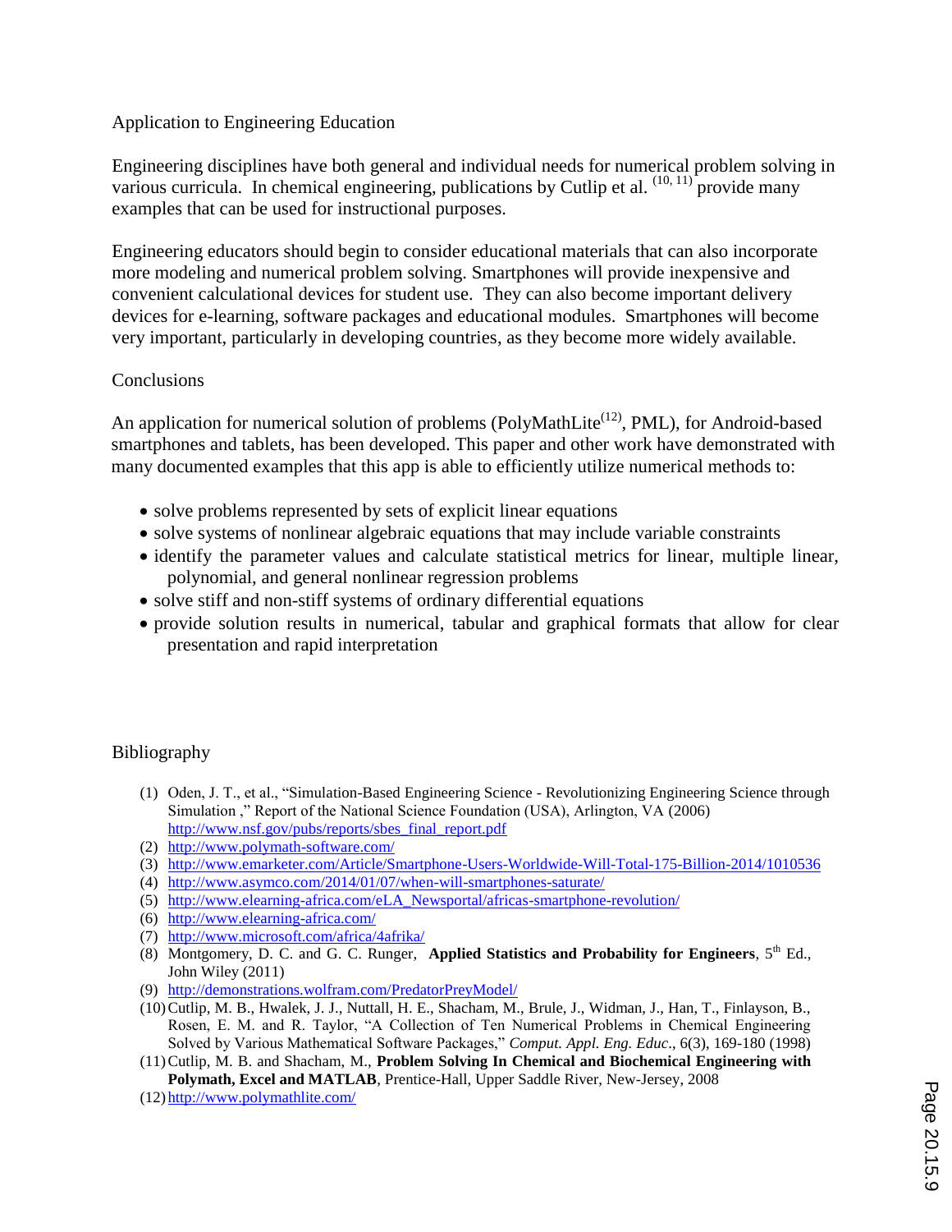## Application to Engineering Education

Engineering disciplines have both general and individual needs for numerical problem solving in various curricula. In chemical engineering, publications by Cutlip et al. [10, 11] provide many examples that can be used for instructional purposes.

Engineering educators should begin to consider educational materials that can also incorporate more modeling and numerical problem solving. Smartphones will provide inexpensive and convenient calculational devices for student use. They can also become important delivery devices for e-learning, software packages and educational modules. Smartphones will become very important, particularly in developing countries, as they become more widely available.

## Conclusions

An application for numerical solution of problems (PolyMathLite[12], PML), for Android-based smartphones and tablets, has been developed. This paper and other work have demonstrated with many documented examples that this app is able to efficiently utilize numerical methods to:

- solve problems represented by sets of explicit linear equations
- solve systems of nonlinear algebraic equations that may include variable constraints
- identify the parameter values and calculate statistical metrics for linear, multiple linear, polynomial, and general nonlinear regression problems
- solve stiff and non-stiff systems of ordinary differential equations
- provide solution results in numerical, tabular and graphical formats that allow for clear presentation and rapid interpretation

## Bibliography

(1) Oden, J. T., et al., "Simulation-Based Engineering Science - Revolutionizing Engineering Science through Simulation ," Report of the National Science Foundation (USA), Arlington, VA (2006) http://www.nsf.gov/pubs/reports/sbes_final_report.pdf
(2) http://www.polymath-software.com/
(3) http://www.emarketer.com/Article/Smartphone-Users-Worldwide-Will-Total-175-Billion-2014/1010536
(4) http://www.asymco.com/2014/01/07/when-will-smartphones-saturate/
(5) http://www.elearning-africa.com/eLA_Newsportal/africas-smartphone-revolution/
(6) http://www.elearning-africa.com/
(7) http://www.microsoft.com/africa/4afrika/
(8) Montgomery, D. C. and G. C. Runger, **Applied Statistics and Probability for Engineers**, 5th Ed., John Wiley (2011)
(9) http://demonstrations.wolfram.com/PredatorPreyModel/
(10) Cutlip, M. B., Hwalek, J. J., Nuttall, H. E., Shacham, M., Brule, J., Widman, J., Han, T., Finlayson, B., Rosen, E. M. and R. Taylor, "A Collection of Ten Numerical Problems in Chemical Engineering Solved by Various Mathematical Software Packages," *Comput. Appl. Eng. Educ*., 6(3), 169-180 (1998)
(11) Cutlip, M. B. and Shacham, M., **Problem Solving In Chemical and Biochemical Engineering with Polymath, Excel and MATLAB**, Prentice-Hall, Upper Saddle River, New-Jersey, 2008
(12) http://www.polymathlite.com/